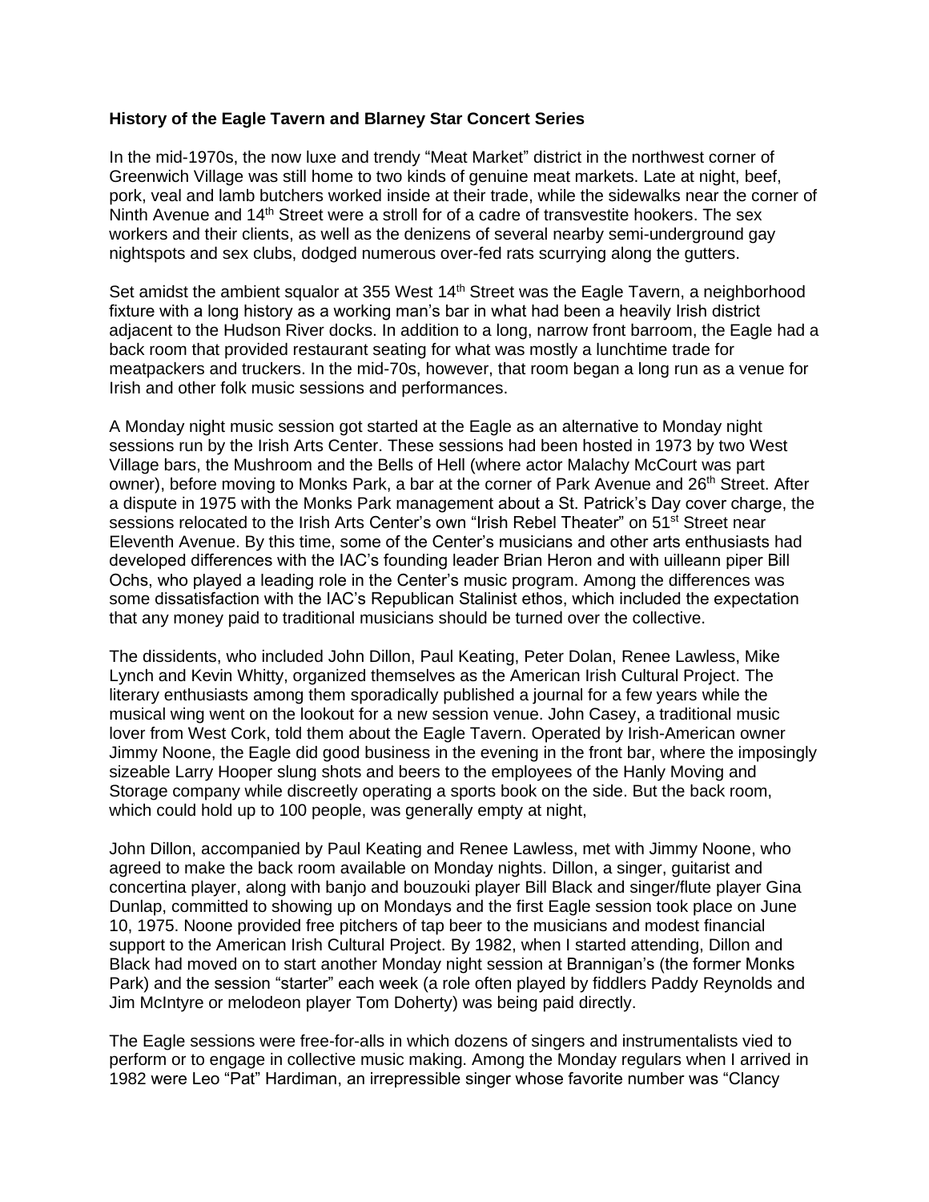**History of the Eagle Tavern and Blarney Star Concert Series**

In the mid-1970s, the now luxe and trendy "Meat Market" district in the northwest corner of Greenwich Village was still home to two kinds of genuine meat markets. Late at night, beef, pork, veal and lamb butchers worked inside at their trade, while the sidewalks near the corner of Ninth Avenue and 14th Street were a stroll for of a cadre of transvestite hookers. The sex workers and their clients, as well as the denizens of several nearby semi-underground gay nightspots and sex clubs, dodged numerous over-fed rats scurrying along the gutters.

Set amidst the ambient squalor at 355 West 14th Street was the Eagle Tavern, a neighborhood fixture with a long history as a working man's bar in what had been a heavily Irish district adjacent to the Hudson River docks. In addition to a long, narrow front barroom, the Eagle had a back room that provided restaurant seating for what was mostly a lunchtime trade for meatpackers and truckers. In the mid-70s, however, that room began a long run as a venue for Irish and other folk music sessions and performances.

A Monday night music session got started at the Eagle as an alternative to Monday night sessions run by the Irish Arts Center. These sessions had been hosted in 1973 by two West Village bars, the Mushroom and the Bells of Hell (where actor Malachy McCourt was part owner), before moving to Monks Park, a bar at the corner of Park Avenue and 26th Street. After a dispute in 1975 with the Monks Park management about a St. Patrick's Day cover charge, the sessions relocated to the Irish Arts Center's own "Irish Rebel Theater" on 51st Street near Eleventh Avenue. By this time, some of the Center's musicians and other arts enthusiasts had developed differences with the IAC's founding leader Brian Heron and with uilleann piper Bill Ochs, who played a leading role in the Center's music program. Among the differences was some dissatisfaction with the IAC's Republican Stalinist ethos, which included the expectation that any money paid to traditional musicians should be turned over the collective.

The dissidents, who included John Dillon, Paul Keating, Peter Dolan, Renee Lawless, Mike Lynch and Kevin Whitty, organized themselves as the American Irish Cultural Project. The literary enthusiasts among them sporadically published a journal for a few years while the musical wing went on the lookout for a new session venue. John Casey, a traditional music lover from West Cork, told them about the Eagle Tavern. Operated by Irish-American owner Jimmy Noone, the Eagle did good business in the evening in the front bar, where the imposingly sizeable Larry Hooper slung shots and beers to the employees of the Hanly Moving and Storage company while discreetly operating a sports book on the side. But the back room, which could hold up to 100 people, was generally empty at night,

John Dillon, accompanied by Paul Keating and Renee Lawless, met with Jimmy Noone, who agreed to make the back room available on Monday nights. Dillon, a singer, guitarist and concertina player, along with banjo and bouzouki player Bill Black and singer/flute player Gina Dunlap, committed to showing up on Mondays and the first Eagle session took place on June 10, 1975. Noone provided free pitchers of tap beer to the musicians and modest financial support to the American Irish Cultural Project. By 1982, when I started attending, Dillon and Black had moved on to start another Monday night session at Brannigan's (the former Monks Park) and the session "starter" each week (a role often played by fiddlers Paddy Reynolds and Jim McIntyre or melodeon player Tom Doherty) was being paid directly.

The Eagle sessions were free-for-alls in which dozens of singers and instrumentalists vied to perform or to engage in collective music making. Among the Monday regulars when I arrived in 1982 were Leo "Pat" Hardiman, an irrepressible singer whose favorite number was "Clancy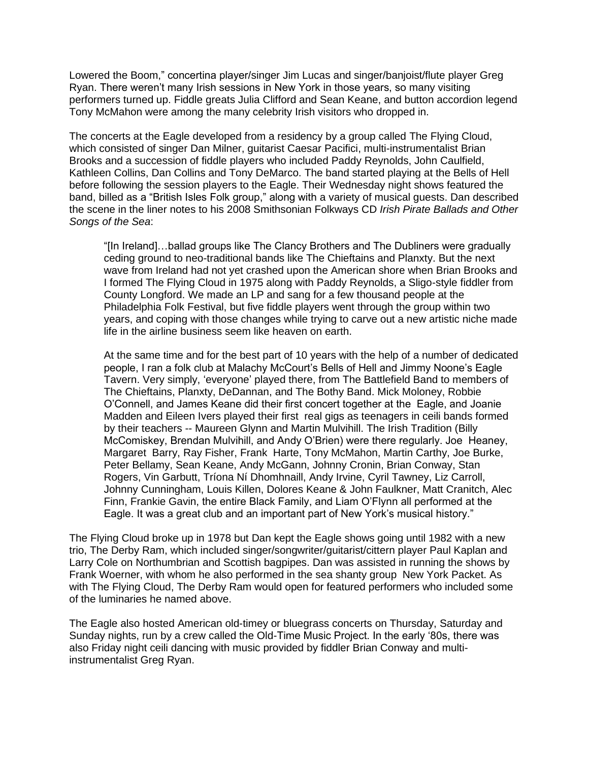Lowered the Boom," concertina player/singer Jim Lucas and singer/banjoist/flute player Greg Ryan. There weren't many Irish sessions in New York in those years, so many visiting performers turned up. Fiddle greats Julia Clifford and Sean Keane, and button accordion legend Tony McMahon were among the many celebrity Irish visitors who dropped in.

The concerts at the Eagle developed from a residency by a group called The Flying Cloud, which consisted of singer Dan Milner, guitarist Caesar Pacifici, multi-instrumentalist Brian Brooks and a succession of fiddle players who included Paddy Reynolds, John Caulfield, Kathleen Collins, Dan Collins and Tony DeMarco. The band started playing at the Bells of Hell before following the session players to the Eagle. Their Wednesday night shows featured the band, billed as a "British Isles Folk group," along with a variety of musical guests. Dan described the scene in the liner notes to his 2008 Smithsonian Folkways CD *Irish Pirate Ballads and Other Songs of the Sea*:

> "[In Ireland]…ballad groups like The Clancy Brothers and The Dubliners were gradually ceding ground to neo-traditional bands like The Chieftains and Planxty. But the next wave from Ireland had not yet crashed upon the American shore when Brian Brooks and I formed The Flying Cloud in 1975 along with Paddy Reynolds, a Sligo-style fiddler from County Longford. We made an LP and sang for a few thousand people at the Philadelphia Folk Festival, but five fiddle players went through the group within two years, and coping with those changes while trying to carve out a new artistic niche made life in the airline business seem like heaven on earth.
>
> At the same time and for the best part of 10 years with the help of a number of dedicated people, I ran a folk club at Malachy McCourt's Bells of Hell and Jimmy Noone's Eagle Tavern. Very simply, 'everyone' played there, from The Battlefield Band to members of The Chieftains, Planxty, DeDannan, and The Bothy Band. Mick Moloney, Robbie O'Connell, and James Keane did their first concert together at the Eagle, and Joanie Madden and Eileen Ivers played their first real gigs as teenagers in ceili bands formed by their teachers -- Maureen Glynn and Martin Mulvihill. The Irish Tradition (Billy McComiskey, Brendan Mulvihill, and Andy O'Brien) were there regularly. Joe Heaney, Margaret Barry, Ray Fisher, Frank Harte, Tony McMahon, Martin Carthy, Joe Burke, Peter Bellamy, Sean Keane, Andy McGann, Johnny Cronin, Brian Conway, Stan Rogers, Vin Garbutt, Tríona Ní Dhomhnaill, Andy Irvine, Cyril Tawney, Liz Carroll, Johnny Cunningham, Louis Killen, Dolores Keane & John Faulkner, Matt Cranitch, Alec Finn, Frankie Gavin, the entire Black Family, and Liam O'Flynn all performed at the Eagle. It was a great club and an important part of New York's musical history."

The Flying Cloud broke up in 1978 but Dan kept the Eagle shows going until 1982 with a new trio, The Derby Ram, which included singer/songwriter/guitarist/cittern player Paul Kaplan and Larry Cole on Northumbrian and Scottish bagpipes. Dan was assisted in running the shows by Frank Woerner, with whom he also performed in the sea shanty group New York Packet. As with The Flying Cloud, The Derby Ram would open for featured performers who included some of the luminaries he named above.

The Eagle also hosted American old-timey or bluegrass concerts on Thursday, Saturday and Sunday nights, run by a crew called the Old-Time Music Project. In the early '80s, there was also Friday night ceili dancing with music provided by fiddler Brian Conway and multi-instrumentalist Greg Ryan.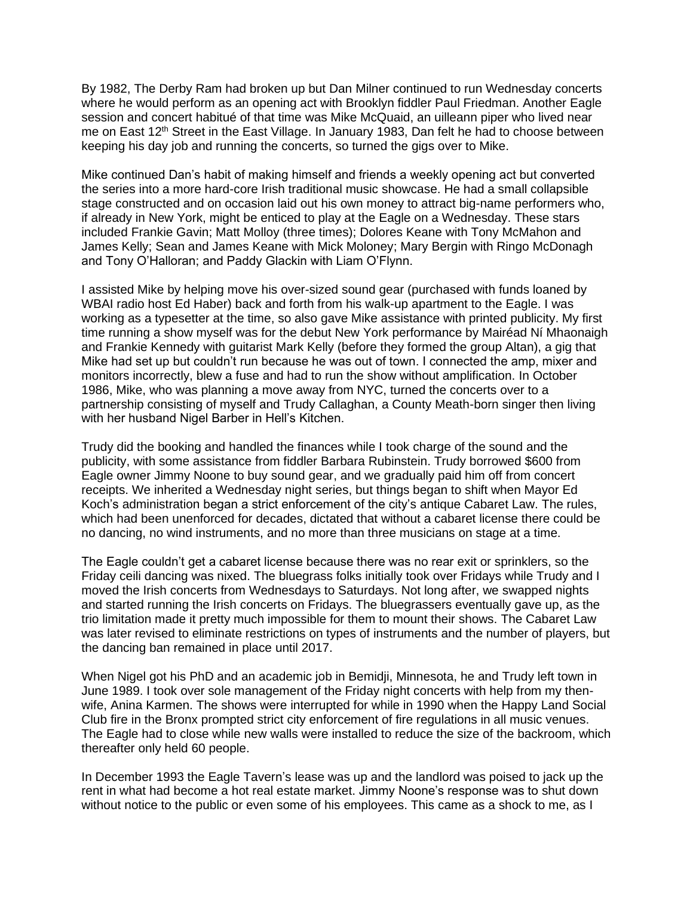By 1982, The Derby Ram had broken up but Dan Milner continued to run Wednesday concerts where he would perform as an opening act with Brooklyn fiddler Paul Friedman. Another Eagle session and concert habitué of that time was Mike McQuaid, an uilleann piper who lived near me on East 12th Street in the East Village. In January 1983, Dan felt he had to choose between keeping his day job and running the concerts, so turned the gigs over to Mike.

Mike continued Dan's habit of making himself and friends a weekly opening act but converted the series into a more hard-core Irish traditional music showcase. He had a small collapsible stage constructed and on occasion laid out his own money to attract big-name performers who, if already in New York, might be enticed to play at the Eagle on a Wednesday. These stars included Frankie Gavin; Matt Molloy (three times); Dolores Keane with Tony McMahon and James Kelly; Sean and James Keane with Mick Moloney; Mary Bergin with Ringo McDonagh and Tony O'Halloran; and Paddy Glackin with Liam O'Flynn.

I assisted Mike by helping move his over-sized sound gear (purchased with funds loaned by WBAI radio host Ed Haber) back and forth from his walk-up apartment to the Eagle. I was working as a typesetter at the time, so also gave Mike assistance with printed publicity. My first time running a show myself was for the debut New York performance by Mairéad Ní Mhaonaigh and Frankie Kennedy with guitarist Mark Kelly (before they formed the group Altan), a gig that Mike had set up but couldn't run because he was out of town. I connected the amp, mixer and monitors incorrectly, blew a fuse and had to run the show without amplification. In October 1986, Mike, who was planning a move away from NYC, turned the concerts over to a partnership consisting of myself and Trudy Callaghan, a County Meath-born singer then living with her husband Nigel Barber in Hell's Kitchen.

Trudy did the booking and handled the finances while I took charge of the sound and the publicity, with some assistance from fiddler Barbara Rubinstein. Trudy borrowed $600 from Eagle owner Jimmy Noone to buy sound gear, and we gradually paid him off from concert receipts. We inherited a Wednesday night series, but things began to shift when Mayor Ed Koch's administration began a strict enforcement of the city's antique Cabaret Law. The rules, which had been unenforced for decades, dictated that without a cabaret license there could be no dancing, no wind instruments, and no more than three musicians on stage at a time.

The Eagle couldn't get a cabaret license because there was no rear exit or sprinklers, so the Friday ceili dancing was nixed. The bluegrass folks initially took over Fridays while Trudy and I moved the Irish concerts from Wednesdays to Saturdays. Not long after, we swapped nights and started running the Irish concerts on Fridays. The bluegrassers eventually gave up, as the trio limitation made it pretty much impossible for them to mount their shows. The Cabaret Law was later revised to eliminate restrictions on types of instruments and the number of players, but the dancing ban remained in place until 2017.

When Nigel got his PhD and an academic job in Bemidji, Minnesota, he and Trudy left town in June 1989. I took over sole management of the Friday night concerts with help from my then-wife, Anina Karmen. The shows were interrupted for while in 1990 when the Happy Land Social Club fire in the Bronx prompted strict city enforcement of fire regulations in all music venues. The Eagle had to close while new walls were installed to reduce the size of the backroom, which thereafter only held 60 people.

In December 1993 the Eagle Tavern's lease was up and the landlord was poised to jack up the rent in what had become a hot real estate market. Jimmy Noone's response was to shut down without notice to the public or even some of his employees. This came as a shock to me, as I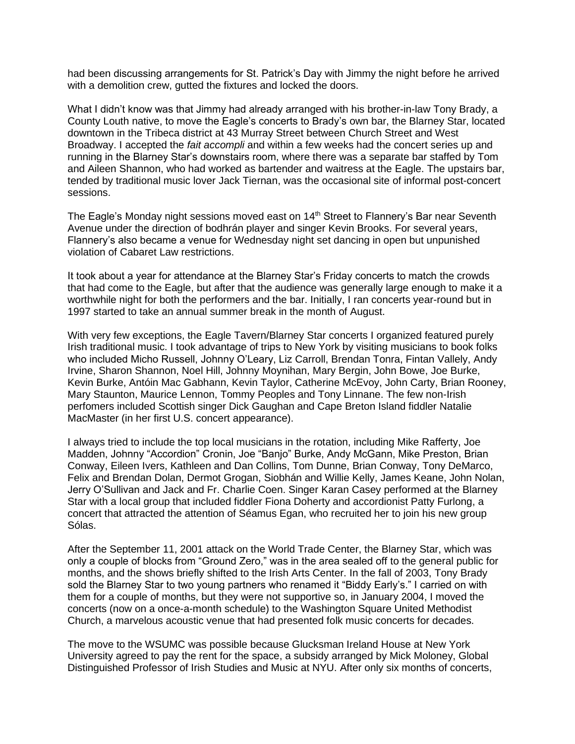had been discussing arrangements for St. Patrick's Day with Jimmy the night before he arrived with a demolition crew, gutted the fixtures and locked the doors.

What I didn't know was that Jimmy had already arranged with his brother-in-law Tony Brady, a County Louth native, to move the Eagle's concerts to Brady's own bar, the Blarney Star, located downtown in the Tribeca district at 43 Murray Street between Church Street and West Broadway. I accepted the *fait accompli* and within a few weeks had the concert series up and running in the Blarney Star's downstairs room, where there was a separate bar staffed by Tom and Aileen Shannon, who had worked as bartender and waitress at the Eagle. The upstairs bar, tended by traditional music lover Jack Tiernan, was the occasional site of informal post-concert sessions.

The Eagle's Monday night sessions moved east on 14th Street to Flannery's Bar near Seventh Avenue under the direction of bodhrán player and singer Kevin Brooks. For several years, Flannery's also became a venue for Wednesday night set dancing in open but unpunished violation of Cabaret Law restrictions.

It took about a year for attendance at the Blarney Star's Friday concerts to match the crowds that had come to the Eagle, but after that the audience was generally large enough to make it a worthwhile night for both the performers and the bar. Initially, I ran concerts year-round but in 1997 started to take an annual summer break in the month of August.

With very few exceptions, the Eagle Tavern/Blarney Star concerts I organized featured purely Irish traditional music. I took advantage of trips to New York by visiting musicians to book folks who included Micho Russell, Johnny O'Leary, Liz Carroll, Brendan Tonra, Fintan Vallely, Andy Irvine, Sharon Shannon, Noel Hill, Johnny Moynihan, Mary Bergin, John Bowe, Joe Burke, Kevin Burke, Antóin Mac Gabhann, Kevin Taylor, Catherine McEvoy, John Carty, Brian Rooney, Mary Staunton, Maurice Lennon, Tommy Peoples and Tony Linnane. The few non-Irish perfomers included Scottish singer Dick Gaughan and Cape Breton Island fiddler Natalie MacMaster (in her first U.S. concert appearance).

I always tried to include the top local musicians in the rotation, including Mike Rafferty, Joe Madden, Johnny "Accordion" Cronin, Joe "Banjo" Burke, Andy McGann, Mike Preston, Brian Conway, Eileen Ivers, Kathleen and Dan Collins, Tom Dunne, Brian Conway, Tony DeMarco, Felix and Brendan Dolan, Dermot Grogan, Siobhán and Willie Kelly, James Keane, John Nolan, Jerry O'Sullivan and Jack and Fr. Charlie Coen. Singer Karan Casey performed at the Blarney Star with a local group that included fiddler Fiona Doherty and accordionist Patty Furlong, a concert that attracted the attention of Séamus Egan, who recruited her to join his new group Sólas.

After the September 11, 2001 attack on the World Trade Center, the Blarney Star, which was only a couple of blocks from "Ground Zero," was in the area sealed off to the general public for months, and the shows briefly shifted to the Irish Arts Center. In the fall of 2003, Tony Brady sold the Blarney Star to two young partners who renamed it "Biddy Early's." I carried on with them for a couple of months, but they were not supportive so, in January 2004, I moved the concerts (now on a once-a-month schedule) to the Washington Square United Methodist Church, a marvelous acoustic venue that had presented folk music concerts for decades.

The move to the WSUMC was possible because Glucksman Ireland House at New York University agreed to pay the rent for the space, a subsidy arranged by Mick Moloney, Global Distinguished Professor of Irish Studies and Music at NYU. After only six months of concerts,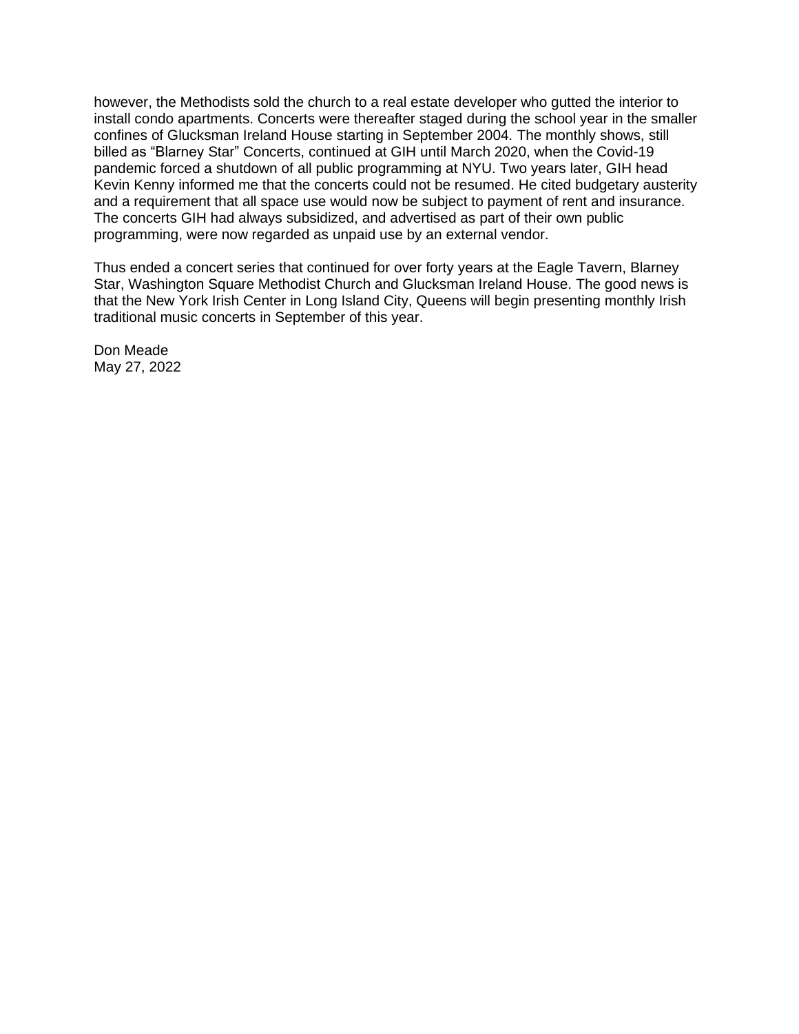however, the Methodists sold the church to a real estate developer who gutted the interior to install condo apartments. Concerts were thereafter staged during the school year in the smaller confines of Glucksman Ireland House starting in September 2004. The monthly shows, still billed as "Blarney Star" Concerts, continued at GIH until March 2020, when the Covid-19 pandemic forced a shutdown of all public programming at NYU. Two years later, GIH head Kevin Kenny informed me that the concerts could not be resumed. He cited budgetary austerity and a requirement that all space use would now be subject to payment of rent and insurance. The concerts GIH had always subsidized, and advertised as part of their own public programming, were now regarded as unpaid use by an external vendor.

Thus ended a concert series that continued for over forty years at the Eagle Tavern, Blarney Star, Washington Square Methodist Church and Glucksman Ireland House. The good news is that the New York Irish Center in Long Island City, Queens will begin presenting monthly Irish traditional music concerts in September of this year.

Don Meade
May 27, 2022